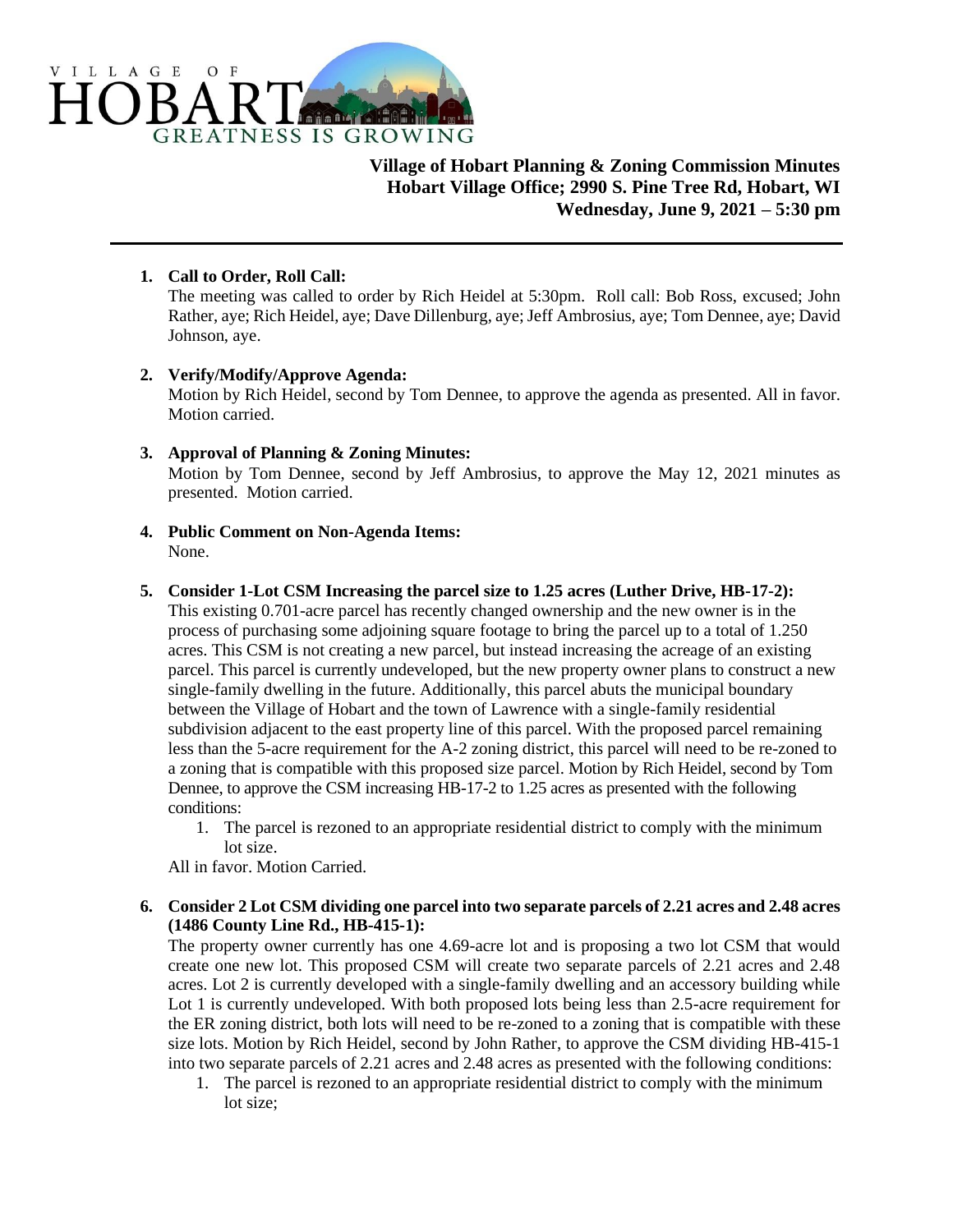VILLAGE OF HOBART GREATNESS IS GROWING

# Village of Hobart Planning & Zoning Commission Minutes
## Hobart Village Office; 2990 S. Pine Tree Rd, Hobart, WI
## Wednesday, June 9, 2021 – 5:30 pm

---

1. **Call to Order, Roll Call:**
   The meeting was called to order by Rich Heidel at 5:30pm. Roll call: Bob Ross, excused; John Rather, aye; Rich Heidel, aye; Dave Dillenburg, aye; Jeff Ambrosius, aye; Tom Dennee, aye; David Johnson, aye.

2. **Verify/Modify/Approve Agenda:**
   Motion by Rich Heidel, second by Tom Dennee, to approve the agenda as presented. All in favor. Motion carried.

3. **Approval of Planning & Zoning Minutes:**
   Motion by Tom Dennee, second by Jeff Ambrosius, to approve the May 12, 2021 minutes as presented. Motion carried.

4. **Public Comment on Non-Agenda Items:**
   None.

5. **Consider 1-Lot CSM Increasing the parcel size to 1.25 acres (Luther Drive, HB-17-2):**
   This existing 0.701-acre parcel has recently changed ownership and the new owner is in the process of purchasing some adjoining square footage to bring the parcel up to a total of 1.250 acres. This CSM is not creating a new parcel, but instead increasing the acreage of an existing parcel. This parcel is currently undeveloped, but the new property owner plans to construct a new single-family dwelling in the future. Additionally, this parcel abuts the municipal boundary between the Village of Hobart and the town of Lawrence with a single-family residential subdivision adjacent to the east property line of this parcel. With the proposed parcel remaining less than the 5-acre requirement for the A-2 zoning district, this parcel will need to be re-zoned to a zoning that is compatible with this proposed size parcel. Motion by Rich Heidel, second by Tom Dennee, to approve the CSM increasing HB-17-2 to 1.25 acres as presented with the following conditions:
   1. The parcel is rezoned to an appropriate residential district to comply with the minimum lot size.

   All in favor. Motion Carried.

6. **Consider 2 Lot CSM dividing one parcel into two separate parcels of 2.21 acres and 2.48 acres (1486 County Line Rd., HB-415-1):**
   The property owner currently has one 4.69-acre lot and is proposing a two lot CSM that would create one new lot. This proposed CSM will create two separate parcels of 2.21 acres and 2.48 acres. Lot 2 is currently developed with a single-family dwelling and an accessory building while Lot 1 is currently undeveloped. With both proposed lots being less than 2.5-acre requirement for the ER zoning district, both lots will need to be re-zoned to a zoning that is compatible with these size lots. Motion by Rich Heidel, second by John Rather, to approve the CSM dividing HB-415-1 into two separate parcels of 2.21 acres and 2.48 acres as presented with the following conditions:
   1. The parcel is rezoned to an appropriate residential district to comply with the minimum lot size;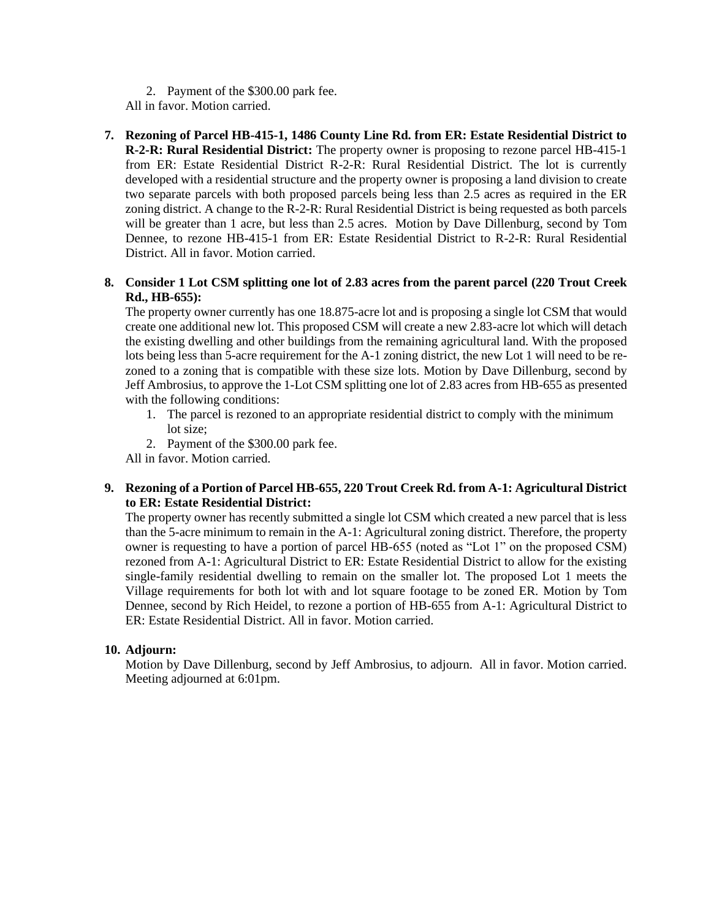2. Payment of the $300.00 park fee.

All in favor. Motion carried.

7. **Rezoning of Parcel HB-415-1, 1486 County Line Rd. from ER: Estate Residential District to R-2-R: Rural Residential District:** The property owner is proposing to rezone parcel HB-415-1 from ER: Estate Residential District R-2-R: Rural Residential District. The lot is currently developed with a residential structure and the property owner is proposing a land division to create two separate parcels with both proposed parcels being less than 2.5 acres as required in the ER zoning district. A change to the R-2-R: Rural Residential District is being requested as both parcels will be greater than 1 acre, but less than 2.5 acres. Motion by Dave Dillenburg, second by Tom Dennee, to rezone HB-415-1 from ER: Estate Residential District to R-2-R: Rural Residential District. All in favor. Motion carried.

8. **Consider 1 Lot CSM splitting one lot of 2.83 acres from the parent parcel (220 Trout Creek Rd., HB-655):**
   The property owner currently has one 18.875-acre lot and is proposing a single lot CSM that would create one additional new lot. This proposed CSM will create a new 2.83-acre lot which will detach the existing dwelling and other buildings from the remaining agricultural land. With the proposed lots being less than 5-acre requirement for the A-1 zoning district, the new Lot 1 will need to be re-zoned to a zoning that is compatible with these size lots. Motion by Dave Dillenburg, second by Jeff Ambrosius, to approve the 1-Lot CSM splitting one lot of 2.83 acres from HB-655 as presented with the following conditions:
   1. The parcel is rezoned to an appropriate residential district to comply with the minimum lot size;
   2. Payment of the $300.00 park fee.

   All in favor. Motion carried.

9. **Rezoning of a Portion of Parcel HB-655, 220 Trout Creek Rd. from A-1: Agricultural District to ER: Estate Residential District:**
   The property owner has recently submitted a single lot CSM which created a new parcel that is less than the 5-acre minimum to remain in the A-1: Agricultural zoning district. Therefore, the property owner is requesting to have a portion of parcel HB-655 (noted as "Lot 1" on the proposed CSM) rezoned from A-1: Agricultural District to ER: Estate Residential District to allow for the existing single-family residential dwelling to remain on the smaller lot. The proposed Lot 1 meets the Village requirements for both lot with and lot square footage to be zoned ER. Motion by Tom Dennee, second by Rich Heidel, to rezone a portion of HB-655 from A-1: Agricultural District to ER: Estate Residential District. All in favor. Motion carried.

10. **Adjourn:**
    Motion by Dave Dillenburg, second by Jeff Ambrosius, to adjourn. All in favor. Motion carried. Meeting adjourned at 6:01pm.